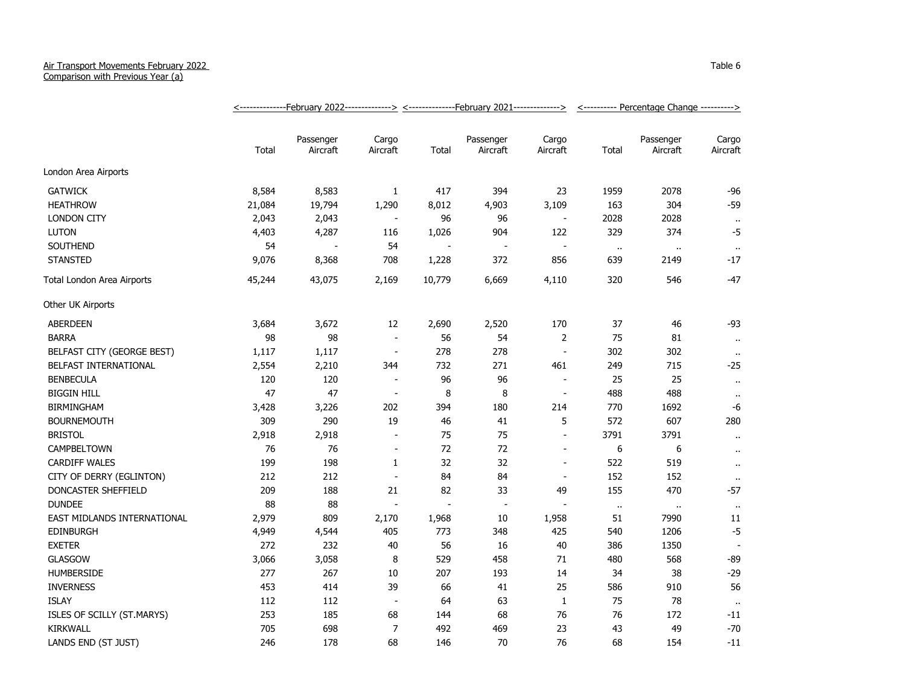Air Transport Movements February 2022
Comparison with Previous Year (a)

Table 6

| | February 2022 | | | February 2021 | | | Percentage Change | | |
|---|---|---|---|---|---|---|---|---|---|
| | Total | Passenger Aircraft | Cargo Aircraft | Total | Passenger Aircraft | Cargo Aircraft | Total | Passenger Aircraft | Cargo Aircraft |
| London Area Airports | | | | | | | | | |
| GATWICK | 8,584 | 8,583 | 1 | 417 | 394 | 23 | 1959 | 2078 | -96 |
| HEATHROW | 21,084 | 19,794 | 1,290 | 8,012 | 4,903 | 3,109 | 163 | 304 | -59 |
| LONDON CITY | 2,043 | 2,043 | - | 96 | 96 | - | 2028 | 2028 | .. |
| LUTON | 4,403 | 4,287 | 116 | 1,026 | 904 | 122 | 329 | 374 | -5 |
| SOUTHEND | 54 | - | 54 | - | - | - | .. | .. | .. |
| STANSTED | 9,076 | 8,368 | 708 | 1,228 | 372 | 856 | 639 | 2149 | -17 |
| Total London Area Airports | 45,244 | 43,075 | 2,169 | 10,779 | 6,669 | 4,110 | 320 | 546 | -47 |
| Other UK Airports | | | | | | | | | |
| ABERDEEN | 3,684 | 3,672 | 12 | 2,690 | 2,520 | 170 | 37 | 46 | -93 |
| BARRA | 98 | 98 | - | 56 | 54 | 2 | 75 | 81 | .. |
| BELFAST CITY (GEORGE BEST) | 1,117 | 1,117 | - | 278 | 278 | - | 302 | 302 | .. |
| BELFAST INTERNATIONAL | 2,554 | 2,210 | 344 | 732 | 271 | 461 | 249 | 715 | -25 |
| BENBECULA | 120 | 120 | - | 96 | 96 | - | 25 | 25 | .. |
| BIGGIN HILL | 47 | 47 | - | 8 | 8 | - | 488 | 488 | .. |
| BIRMINGHAM | 3,428 | 3,226 | 202 | 394 | 180 | 214 | 770 | 1692 | -6 |
| BOURNEMOUTH | 309 | 290 | 19 | 46 | 41 | 5 | 572 | 607 | 280 |
| BRISTOL | 2,918 | 2,918 | - | 75 | 75 | - | 3791 | 3791 | .. |
| CAMPBELTOWN | 76 | 76 | - | 72 | 72 | - | 6 | 6 | .. |
| CARDIFF WALES | 199 | 198 | 1 | 32 | 32 | - | 522 | 519 | .. |
| CITY OF DERRY (EGLINTON) | 212 | 212 | - | 84 | 84 | - | 152 | 152 | .. |
| DONCASTER SHEFFIELD | 209 | 188 | 21 | 82 | 33 | 49 | 155 | 470 | -57 |
| DUNDEE | 88 | 88 | - | - | - | - | .. | .. | .. |
| EAST MIDLANDS INTERNATIONAL | 2,979 | 809 | 2,170 | 1,968 | 10 | 1,958 | 51 | 7990 | 11 |
| EDINBURGH | 4,949 | 4,544 | 405 | 773 | 348 | 425 | 540 | 1206 | -5 |
| EXETER | 272 | 232 | 40 | 56 | 16 | 40 | 386 | 1350 | - |
| GLASGOW | 3,066 | 3,058 | 8 | 529 | 458 | 71 | 480 | 568 | -89 |
| HUMBERSIDE | 277 | 267 | 10 | 207 | 193 | 14 | 34 | 38 | -29 |
| INVERNESS | 453 | 414 | 39 | 66 | 41 | 25 | 586 | 910 | 56 |
| ISLAY | 112 | 112 | - | 64 | 63 | 1 | 75 | 78 | .. |
| ISLES OF SCILLY (ST.MARYS) | 253 | 185 | 68 | 144 | 68 | 76 | 76 | 172 | -11 |
| KIRKWALL | 705 | 698 | 7 | 492 | 469 | 23 | 43 | 49 | -70 |
| LANDS END (ST JUST) | 246 | 178 | 68 | 146 | 70 | 76 | 68 | 154 | -11 |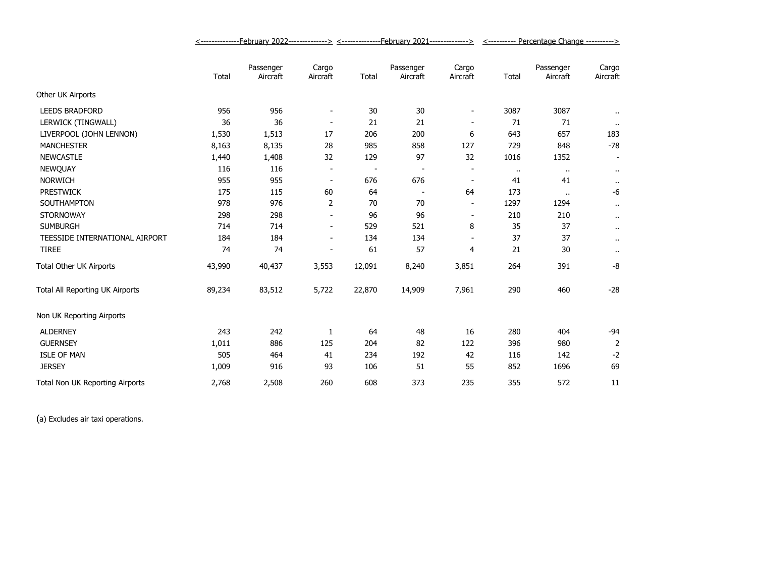| | <--------------February 2022--------------> | | | <--------------February 2021--------------> | | | <---------- Percentage Change ----------> | | |
|---|---|---|---|---|---|---|---|---|---|
| | Total | Passenger Aircraft | Cargo Aircraft | Total | Passenger Aircraft | Cargo Aircraft | Total | Passenger Aircraft | Cargo Aircraft |
| Other UK Airports | | | | | | | | | |
| LEEDS BRADFORD | 956 | 956 | - | 30 | 30 | - | 3087 | 3087 | .. |
| LERWICK (TINGWALL) | 36 | 36 | - | 21 | 21 | - | 71 | 71 | .. |
| LIVERPOOL (JOHN LENNON) | 1,530 | 1,513 | 17 | 206 | 200 | 6 | 643 | 657 | 183 |
| MANCHESTER | 8,163 | 8,135 | 28 | 985 | 858 | 127 | 729 | 848 | -78 |
| NEWCASTLE | 1,440 | 1,408 | 32 | 129 | 97 | 32 | 1016 | 1352 | - |
| NEWQUAY | 116 | 116 | - | - | - | - | .. | .. | .. |
| NORWICH | 955 | 955 | - | 676 | 676 | - | 41 | 41 | .. |
| PRESTWICK | 175 | 115 | 60 | 64 | - | 64 | 173 | .. | -6 |
| SOUTHAMPTON | 978 | 976 | 2 | 70 | 70 | - | 1297 | 1294 | .. |
| STORNOWAY | 298 | 298 | - | 96 | 96 | - | 210 | 210 | .. |
| SUMBURGH | 714 | 714 | - | 529 | 521 | 8 | 35 | 37 | .. |
| TEESSIDE INTERNATIONAL AIRPORT | 184 | 184 | - | 134 | 134 | - | 37 | 37 | .. |
| TIREE | 74 | 74 | - | 61 | 57 | 4 | 21 | 30 | .. |
| Total Other UK Airports | 43,990 | 40,437 | 3,553 | 12,091 | 8,240 | 3,851 | 264 | 391 | -8 |
| Total All Reporting UK Airports | 89,234 | 83,512 | 5,722 | 22,870 | 14,909 | 7,961 | 290 | 460 | -28 |
| Non UK Reporting Airports | | | | | | | | | |
| ALDERNEY | 243 | 242 | 1 | 64 | 48 | 16 | 280 | 404 | -94 |
| GUERNSEY | 1,011 | 886 | 125 | 204 | 82 | 122 | 396 | 980 | 2 |
| ISLE OF MAN | 505 | 464 | 41 | 234 | 192 | 42 | 116 | 142 | -2 |
| JERSEY | 1,009 | 916 | 93 | 106 | 51 | 55 | 852 | 1696 | 69 |
| Total Non UK Reporting Airports | 2,768 | 2,508 | 260 | 608 | 373 | 235 | 355 | 572 | 11 |

(a) Excludes air taxi operations.